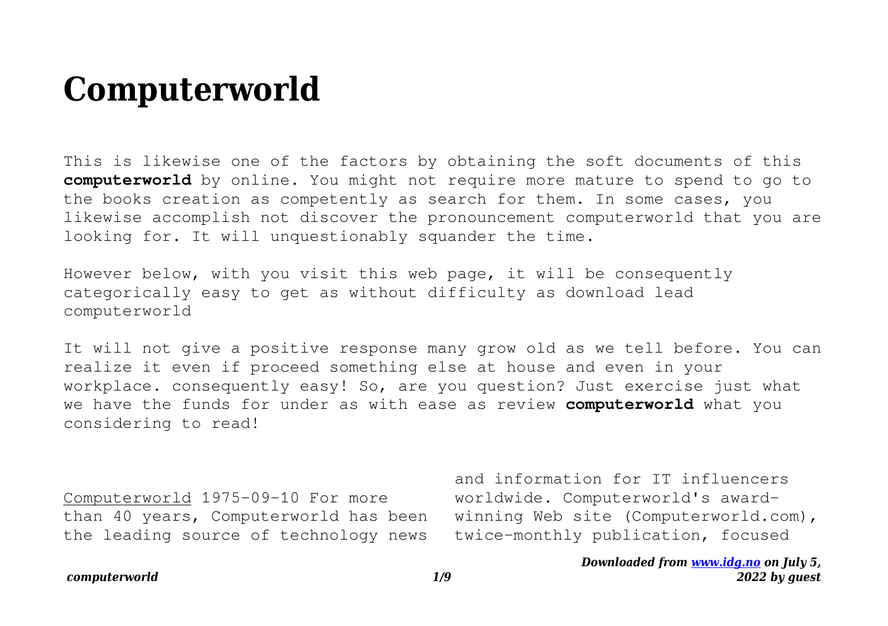# Computerworld

This is likewise one of the factors by obtaining the soft documents of this **computerworld** by online. You might not require more mature to spend to go to the books creation as competently as search for them. In some cases, you likewise accomplish not discover the pronouncement computerworld that you are looking for. It will unquestionably squander the time.

However below, with you visit this web page, it will be consequently categorically easy to get as without difficulty as download lead computerworld

It will not give a positive response many grow old as we tell before. You can realize it even if proceed something else at house and even in your workplace. consequently easy! So, are you question? Just exercise just what we have the funds for under as with ease as review **computerworld** what you considering to read!

Computerworld 1975-09-10 For more than 40 years, Computerworld has been the leading source of technology news and information for IT influencers worldwide. Computerworld's award-winning Web site (Computerworld.com), twice-monthly publication, focused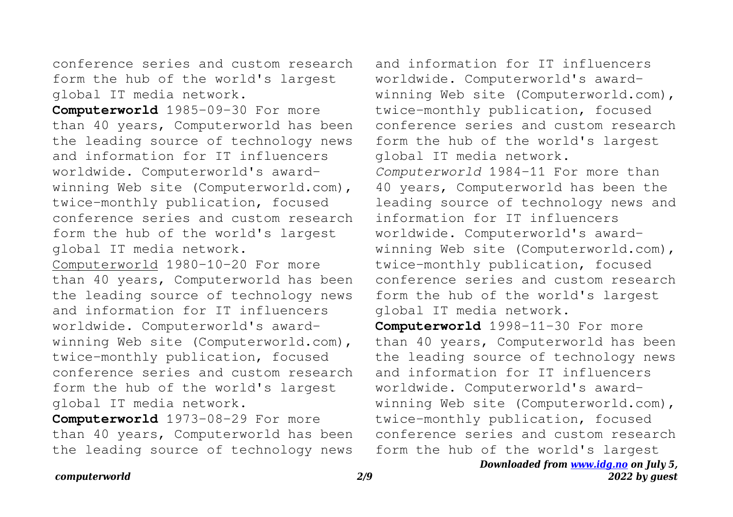conference series and custom research form the hub of the world's largest global IT media network.

**Computerworld** 1985-09-30 For more than 40 years, Computerworld has been the leading source of technology news and information for IT influencers worldwide. Computerworld's award-winning Web site (Computerworld.com), twice-monthly publication, focused conference series and custom research form the hub of the world's largest global IT media network.

Computerworld 1980-10-20 For more than 40 years, Computerworld has been the leading source of technology news and information for IT influencers worldwide. Computerworld's award-winning Web site (Computerworld.com), twice-monthly publication, focused conference series and custom research form the hub of the world's largest global IT media network.

**Computerworld** 1973-08-29 For more than 40 years, Computerworld has been the leading source of technology news and information for IT influencers worldwide. Computerworld's award-winning Web site (Computerworld.com), twice-monthly publication, focused conference series and custom research form the hub of the world's largest global IT media network.

*Computerworld* 1984-11 For more than 40 years, Computerworld has been the leading source of technology news and information for IT influencers worldwide. Computerworld's award-winning Web site (Computerworld.com), twice-monthly publication, focused conference series and custom research form the hub of the world's largest global IT media network.

**Computerworld** 1998-11-30 For more than 40 years, Computerworld has been the leading source of technology news and information for IT influencers worldwide. Computerworld's award-winning Web site (Computerworld.com), twice-monthly publication, focused conference series and custom research form the hub of the world's largest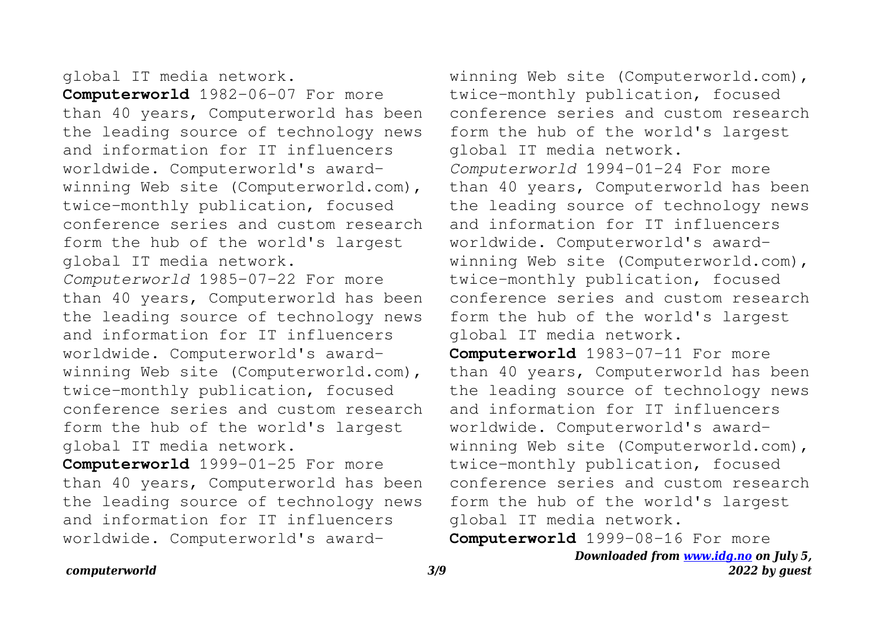global IT media network.

**Computerworld** 1982-06-07 For more than 40 years, Computerworld has been the leading source of technology news and information for IT influencers worldwide. Computerworld's award-winning Web site (Computerworld.com), twice-monthly publication, focused conference series and custom research form the hub of the world's largest global IT media network.

*Computerworld* 1985-07-22 For more than 40 years, Computerworld has been the leading source of technology news and information for IT influencers worldwide. Computerworld's award-winning Web site (Computerworld.com), twice-monthly publication, focused conference series and custom research form the hub of the world's largest global IT media network.

**Computerworld** 1999-01-25 For more than 40 years, Computerworld has been the leading source of technology news and information for IT influencers worldwide. Computerworld's award-winning Web site (Computerworld.com), twice-monthly publication, focused conference series and custom research form the hub of the world's largest global IT media network.

*Computerworld* 1994-01-24 For more than 40 years, Computerworld has been the leading source of technology news and information for IT influencers worldwide. Computerworld's award-winning Web site (Computerworld.com), twice-monthly publication, focused conference series and custom research form the hub of the world's largest global IT media network.

**Computerworld** 1983-07-11 For more than 40 years, Computerworld has been the leading source of technology news and information for IT influencers worldwide. Computerworld's award-winning Web site (Computerworld.com), twice-monthly publication, focused conference series and custom research form the hub of the world's largest global IT media network.

**Computerworld** 1999-08-16 For more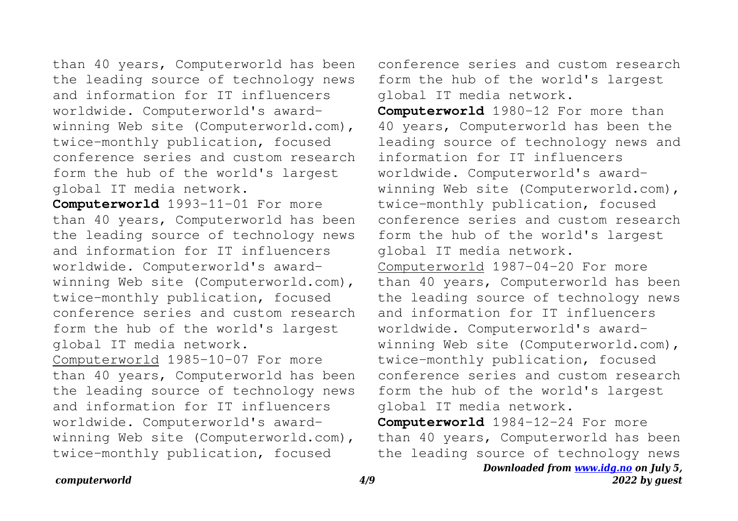than 40 years, Computerworld has been the leading source of technology news and information for IT influencers worldwide. Computerworld's award-winning Web site (Computerworld.com), twice-monthly publication, focused conference series and custom research form the hub of the world's largest global IT media network.

**Computerworld** 1993-11-01 For more than 40 years, Computerworld has been the leading source of technology news and information for IT influencers worldwide. Computerworld's award-winning Web site (Computerworld.com), twice-monthly publication, focused conference series and custom research form the hub of the world's largest global IT media network.

Computerworld 1985-10-07 For more than 40 years, Computerworld has been the leading source of technology news and information for IT influencers worldwide. Computerworld's award-winning Web site (Computerworld.com), twice-monthly publication, focused conference series and custom research form the hub of the world's largest global IT media network.

**Computerworld** 1980-12 For more than 40 years, Computerworld has been the leading source of technology news and information for IT influencers worldwide. Computerworld's award-winning Web site (Computerworld.com), twice-monthly publication, focused conference series and custom research form the hub of the world's largest global IT media network.

Computerworld 1987-04-20 For more than 40 years, Computerworld has been the leading source of technology news and information for IT influencers worldwide. Computerworld's award-winning Web site (Computerworld.com), twice-monthly publication, focused conference series and custom research form the hub of the world's largest global IT media network.

**Computerworld** 1984-12-24 For more than 40 years, Computerworld has been the leading source of technology news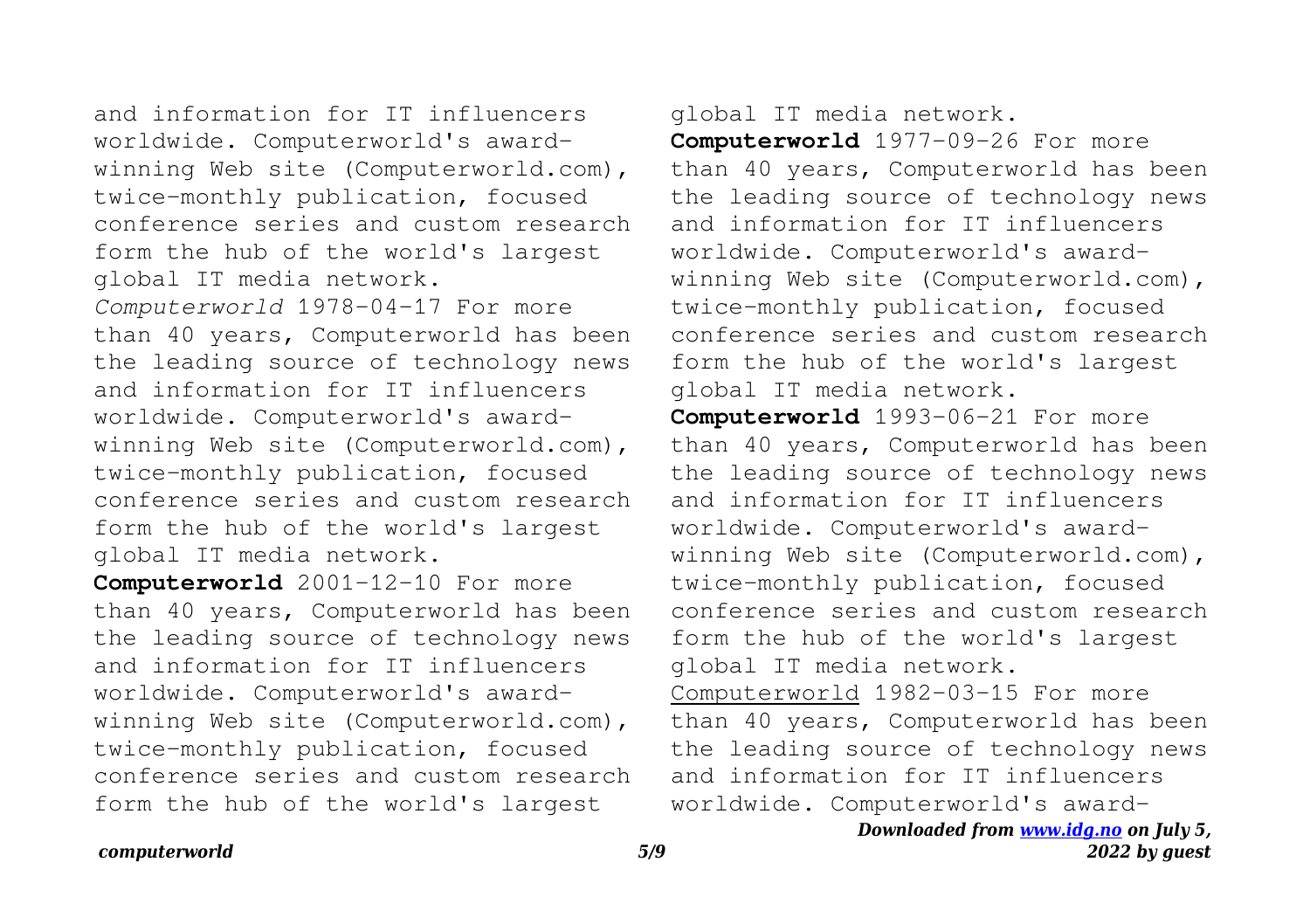and information for IT influencers worldwide. Computerworld's award-winning Web site (Computerworld.com), twice-monthly publication, focused conference series and custom research form the hub of the world's largest global IT media network.

*Computerworld* 1978-04-17 For more than 40 years, Computerworld has been the leading source of technology news and information for IT influencers worldwide. Computerworld's award-winning Web site (Computerworld.com), twice-monthly publication, focused conference series and custom research form the hub of the world's largest global IT media network.

**Computerworld** 2001-12-10 For more than 40 years, Computerworld has been the leading source of technology news and information for IT influencers worldwide. Computerworld's award-winning Web site (Computerworld.com), twice-monthly publication, focused conference series and custom research form the hub of the world's largest global IT media network.

**Computerworld** 1977-09-26 For more than 40 years, Computerworld has been the leading source of technology news and information for IT influencers worldwide. Computerworld's award-winning Web site (Computerworld.com), twice-monthly publication, focused conference series and custom research form the hub of the world's largest global IT media network.

**Computerworld** 1993-06-21 For more than 40 years, Computerworld has been the leading source of technology news and information for IT influencers worldwide. Computerworld's award-winning Web site (Computerworld.com), twice-monthly publication, focused conference series and custom research form the hub of the world's largest global IT media network.

Computerworld 1982-03-15 For more than 40 years, Computerworld has been the leading source of technology news and information for IT influencers worldwide. Computerworld's award-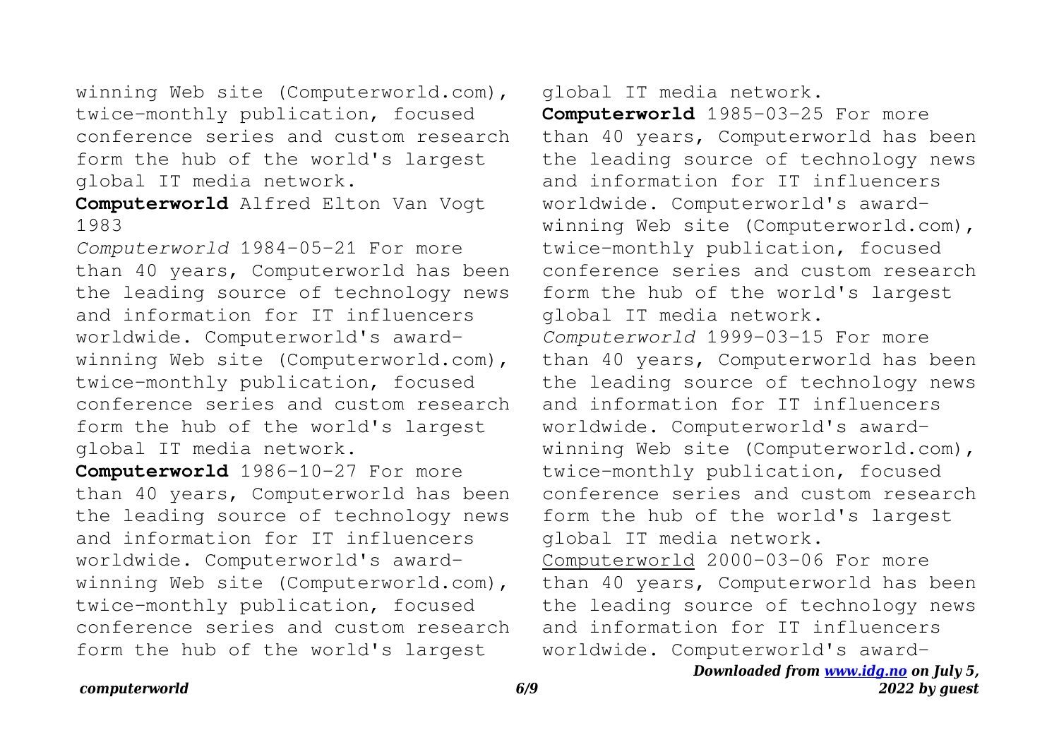winning Web site (Computerworld.com), twice-monthly publication, focused conference series and custom research form the hub of the world's largest global IT media network.

**Computerworld** Alfred Elton Van Vogt 1983

*Computerworld* 1984-05-21 For more than 40 years, Computerworld has been the leading source of technology news and information for IT influencers worldwide. Computerworld's award-winning Web site (Computerworld.com), twice-monthly publication, focused conference series and custom research form the hub of the world's largest global IT media network.

**Computerworld** 1986-10-27 For more than 40 years, Computerworld has been the leading source of technology news and information for IT influencers worldwide. Computerworld's award-winning Web site (Computerworld.com), twice-monthly publication, focused conference series and custom research form the hub of the world's largest global IT media network.

**Computerworld** 1985-03-25 For more than 40 years, Computerworld has been the leading source of technology news and information for IT influencers worldwide. Computerworld's award-winning Web site (Computerworld.com), twice-monthly publication, focused conference series and custom research form the hub of the world's largest global IT media network.

*Computerworld* 1999-03-15 For more than 40 years, Computerworld has been the leading source of technology news and information for IT influencers worldwide. Computerworld's award-winning Web site (Computerworld.com), twice-monthly publication, focused conference series and custom research form the hub of the world's largest global IT media network.

Computerworld 2000-03-06 For more than 40 years, Computerworld has been the leading source of technology news and information for IT influencers worldwide. Computerworld's award-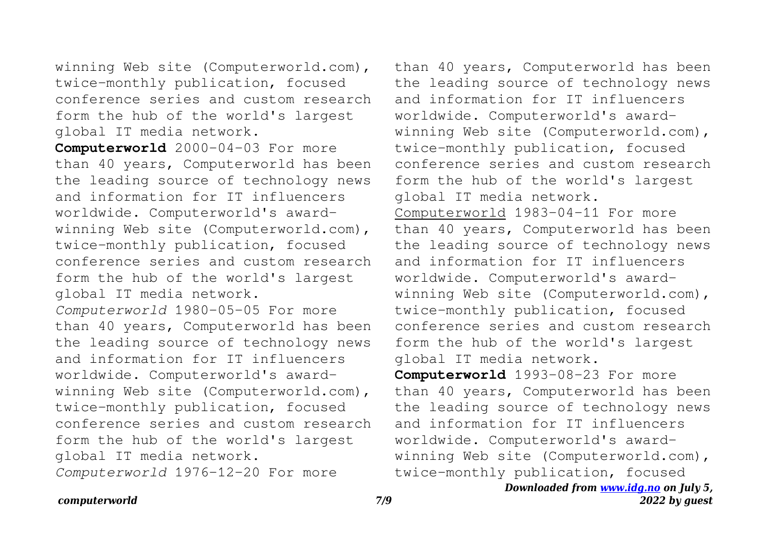winning Web site (Computerworld.com), twice-monthly publication, focused conference series and custom research form the hub of the world's largest global IT media network.

**Computerworld** 2000-04-03 For more than 40 years, Computerworld has been the leading source of technology news and information for IT influencers worldwide. Computerworld's award-winning Web site (Computerworld.com), twice-monthly publication, focused conference series and custom research form the hub of the world's largest global IT media network.

*Computerworld* 1980-05-05 For more than 40 years, Computerworld has been the leading source of technology news and information for IT influencers worldwide. Computerworld's award-winning Web site (Computerworld.com), twice-monthly publication, focused conference series and custom research form the hub of the world's largest global IT media network.

*Computerworld* 1976-12-20 For more than 40 years, Computerworld has been the leading source of technology news and information for IT influencers worldwide. Computerworld's award-winning Web site (Computerworld.com), twice-monthly publication, focused conference series and custom research form the hub of the world's largest global IT media network.

Computerworld 1983-04-11 For more than 40 years, Computerworld has been the leading source of technology news and information for IT influencers worldwide. Computerworld's award-winning Web site (Computerworld.com), twice-monthly publication, focused conference series and custom research form the hub of the world's largest global IT media network.

**Computerworld** 1993-08-23 For more than 40 years, Computerworld has been the leading source of technology news and information for IT influencers worldwide. Computerworld's award-winning Web site (Computerworld.com), twice-monthly publication, focused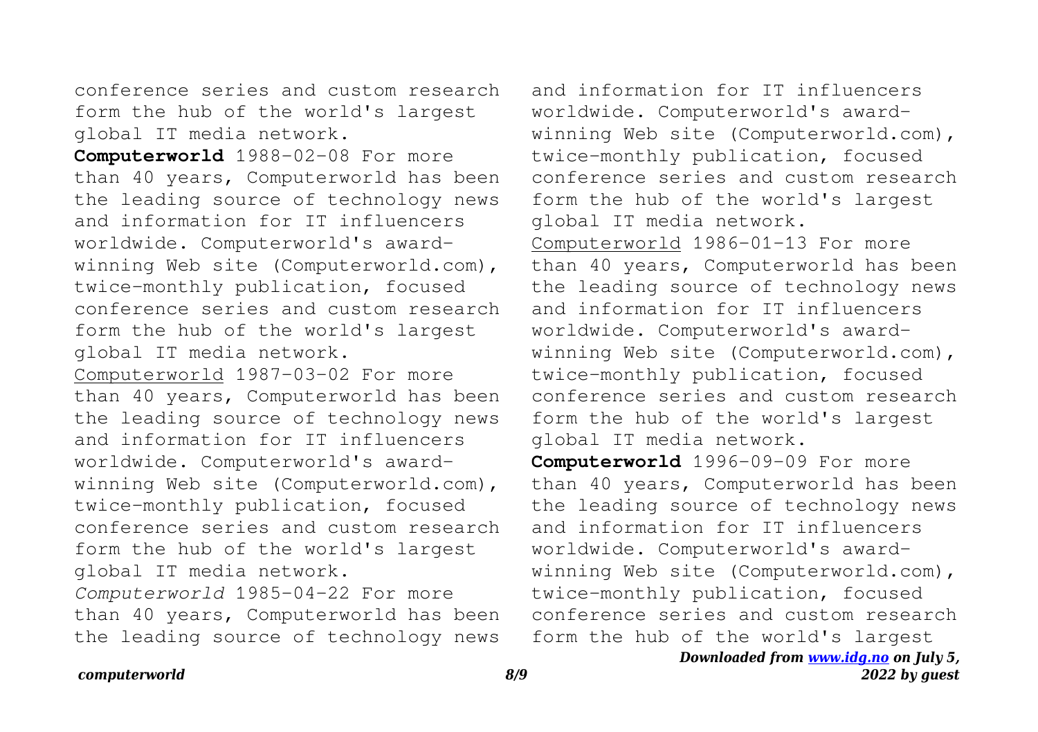conference series and custom research form the hub of the world's largest global IT media network.

**Computerworld** 1988-02-08 For more than 40 years, Computerworld has been the leading source of technology news and information for IT influencers worldwide. Computerworld's award-winning Web site (Computerworld.com), twice-monthly publication, focused conference series and custom research form the hub of the world's largest global IT media network.

Computerworld 1987-03-02 For more than 40 years, Computerworld has been the leading source of technology news and information for IT influencers worldwide. Computerworld's award-winning Web site (Computerworld.com), twice-monthly publication, focused conference series and custom research form the hub of the world's largest global IT media network.

*Computerworld* 1985-04-22 For more than 40 years, Computerworld has been the leading source of technology news and information for IT influencers worldwide. Computerworld's award-winning Web site (Computerworld.com), twice-monthly publication, focused conference series and custom research form the hub of the world's largest global IT media network.

Computerworld 1986-01-13 For more than 40 years, Computerworld has been the leading source of technology news and information for IT influencers worldwide. Computerworld's award-winning Web site (Computerworld.com), twice-monthly publication, focused conference series and custom research form the hub of the world's largest global IT media network.

**Computerworld** 1996-09-09 For more than 40 years, Computerworld has been the leading source of technology news and information for IT influencers worldwide. Computerworld's award-winning Web site (Computerworld.com), twice-monthly publication, focused conference series and custom research form the hub of the world's largest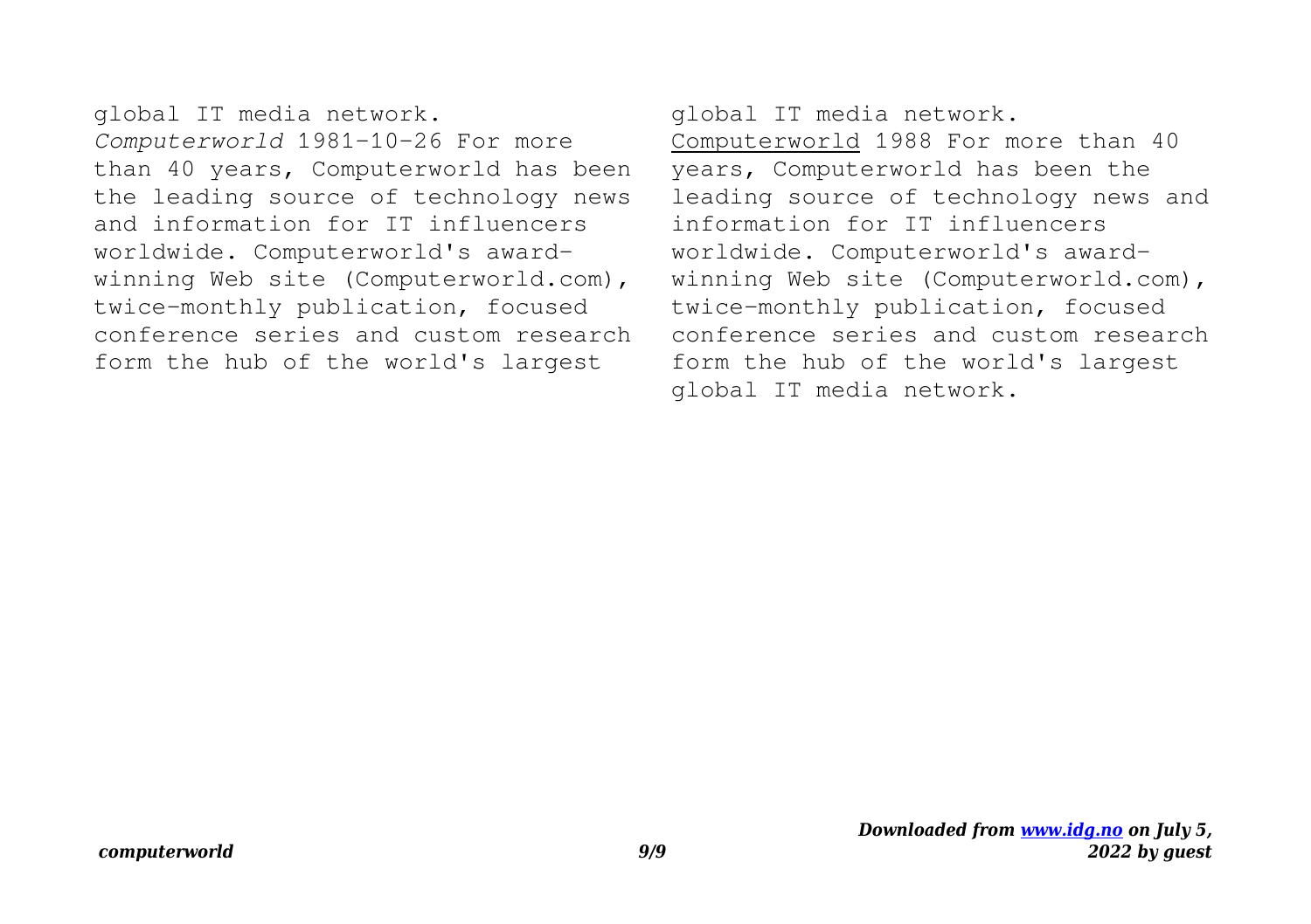global IT media network.

*Computerworld* 1981-10-26 For more than 40 years, Computerworld has been the leading source of technology news and information for IT influencers worldwide. Computerworld's award-winning Web site (Computerworld.com), twice-monthly publication, focused conference series and custom research form the hub of the world's largest global IT media network.

Computerworld 1988 For more than 40 years, Computerworld has been the leading source of technology news and information for IT influencers worldwide. Computerworld's award-winning Web site (Computerworld.com), twice-monthly publication, focused conference series and custom research form the hub of the world's largest global IT media network.